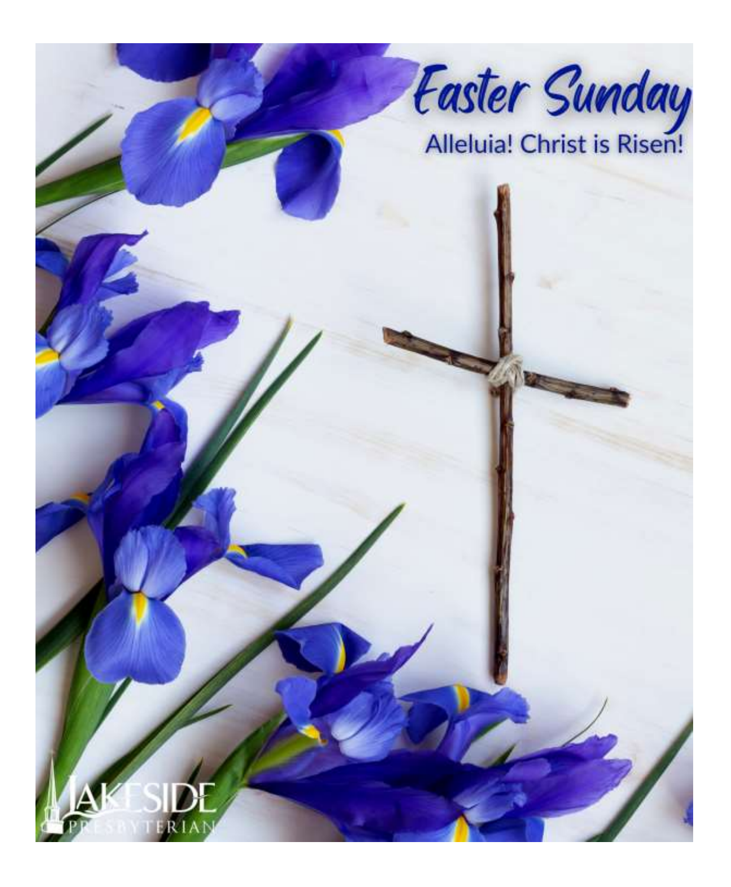# Easter Sunday

Alleluia! Christ is Risen!

LAKESIDE PRESBYTERIAN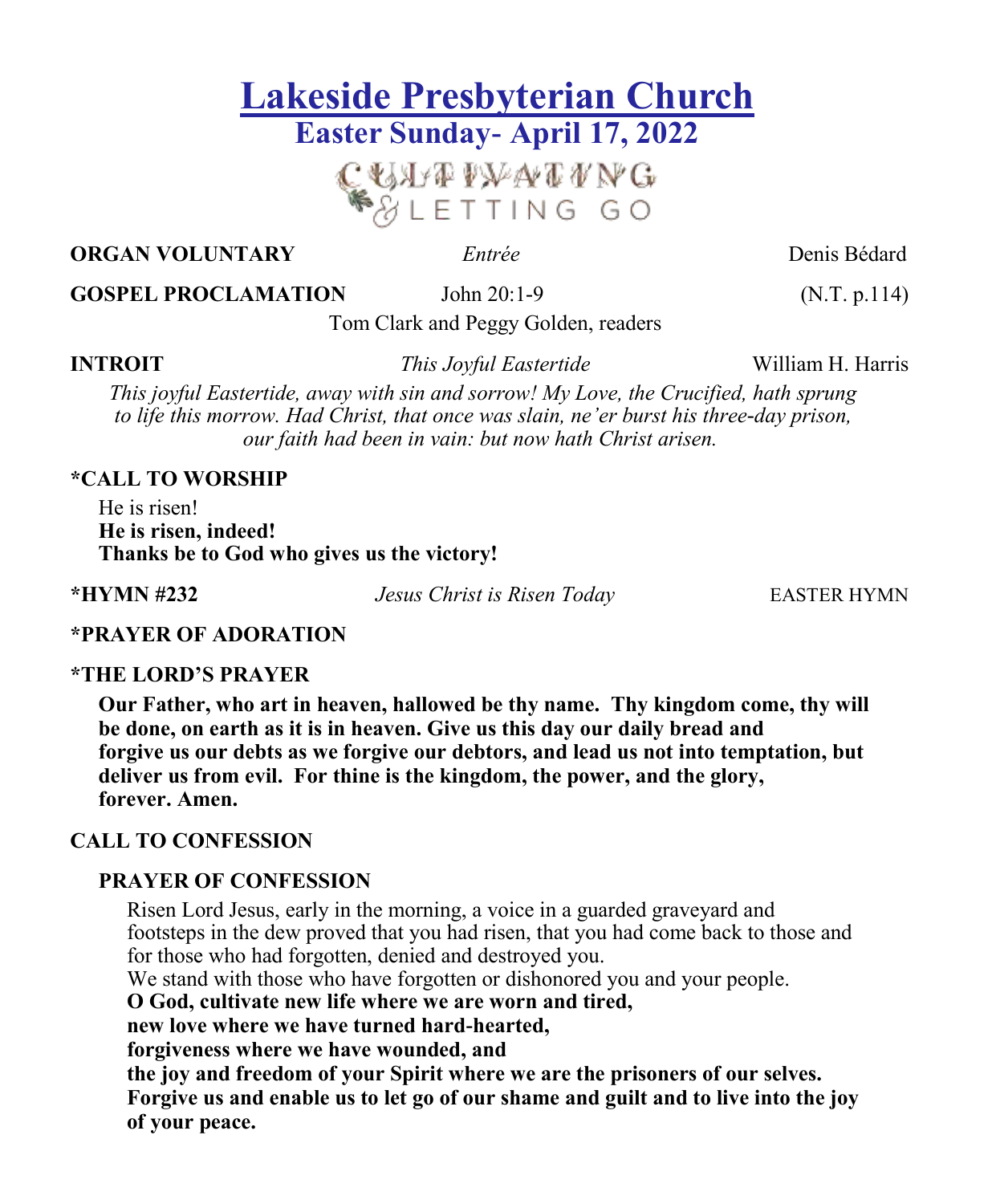# Lakeside Presbyterian Church

## Easter Sunday- April 17, 2022

CULTIVATING & LETTING GO

**ORGAN VOLUNTARY** *Entrée* Denis Bédard

**GOSPEL PROCLAMATION** John 20:1-9 (N.T. p.114)

Tom Clark and Peggy Golden, readers

**INTROIT** *This Joyful Eastertide* William H. Harris

*This joyful Eastertide, away with sin and sorrow! My Love, the Crucified, hath sprung to life this morrow. Had Christ, that once was slain, ne'er burst his three-day prison, our faith had been in vain: but now hath Christ arisen.*

**\*CALL TO WORSHIP**

He is risen!
**He is risen, indeed!**
**Thanks be to God who gives us the victory!**

**\*HYMN #232** *Jesus Christ is Risen Today* EASTER HYMN

**\*PRAYER OF ADORATION**

**\*THE LORD'S PRAYER**

**Our Father, who art in heaven, hallowed be thy name. Thy kingdom come, thy will be done, on earth as it is in heaven. Give us this day our daily bread and forgive us our debts as we forgive our debtors, and lead us not into temptation, but deliver us from evil. For thine is the kingdom, the power, and the glory, forever. Amen.**

**CALL TO CONFESSION**

**PRAYER OF CONFESSION**

Risen Lord Jesus, early in the morning, a voice in a guarded graveyard and footsteps in the dew proved that you had risen, that you had come back to those and for those who had forgotten, denied and destroyed you.
We stand with those who have forgotten or dishonored you and your people.
**O God, cultivate new life where we are worn and tired,**
**new love where we have turned hard-hearted,**
**forgiveness where we have wounded, and**
**the joy and freedom of your Spirit where we are the prisoners of our selves.**
**Forgive us and enable us to let go of our shame and guilt and to live into the joy of your peace.**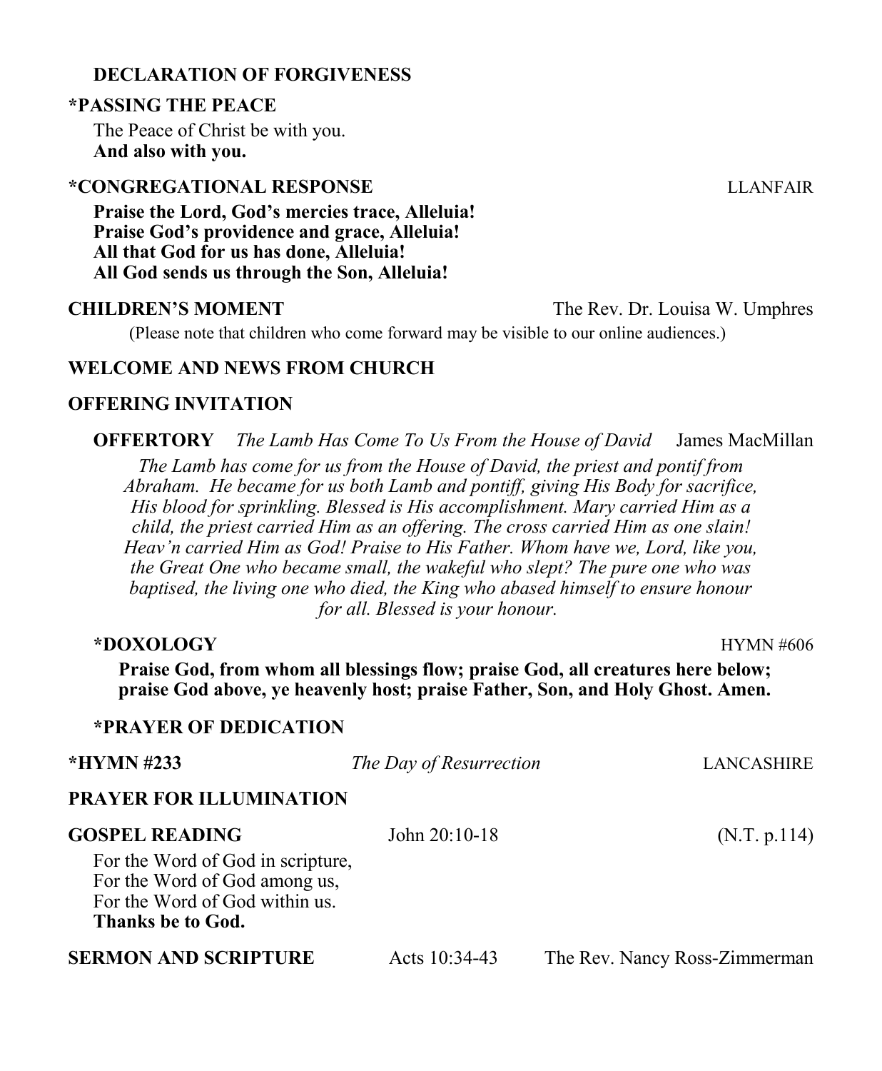**DECLARATION OF FORGIVENESS**

**\*PASSING THE PEACE**

The Peace of Christ be with you.
**And also with you.**

**\*CONGREGATIONAL RESPONSE** LLANFAIR

**Praise the Lord, God's mercies trace, Alleluia!**
**Praise God's providence and grace, Alleluia!**
**All that God for us has done, Alleluia!**
**All God sends us through the Son, Alleluia!**

**CHILDREN'S MOMENT** The Rev. Dr. Louisa W. Umphres

(Please note that children who come forward may be visible to our online audiences.)

**WELCOME AND NEWS FROM CHURCH**

**OFFERING INVITATION**

**OFFERTORY** *The Lamb Has Come To Us From the House of David* James MacMillan

*The Lamb has come for us from the House of David, the priest and pontif from Abraham. He became for us both Lamb and pontiff, giving His Body for sacrifice, His blood for sprinkling. Blessed is His accomplishment. Mary carried Him as a child, the priest carried Him as an offering. The cross carried Him as one slain! Heav'n carried Him as God! Praise to His Father. Whom have we, Lord, like you, the Great One who became small, the wakeful who slept? The pure one who was baptised, the living one who died, the King who abased himself to ensure honour for all. Blessed is your honour.*

**\*DOXOLOGY** HYMN #606

**Praise God, from whom all blessings flow; praise God, all creatures here below; praise God above, ye heavenly host; praise Father, Son, and Holy Ghost. Amen.**

**\*PRAYER OF DEDICATION**

**\*HYMN #233** *The Day of Resurrection* LANCASHIRE

**PRAYER FOR ILLUMINATION**

**GOSPEL READING** John 20:10-18 (N.T. p.114)

For the Word of God in scripture,
For the Word of God among us,
For the Word of God within us.
**Thanks be to God.**

**SERMON AND SCRIPTURE** Acts 10:34-43 The Rev. Nancy Ross-Zimmerman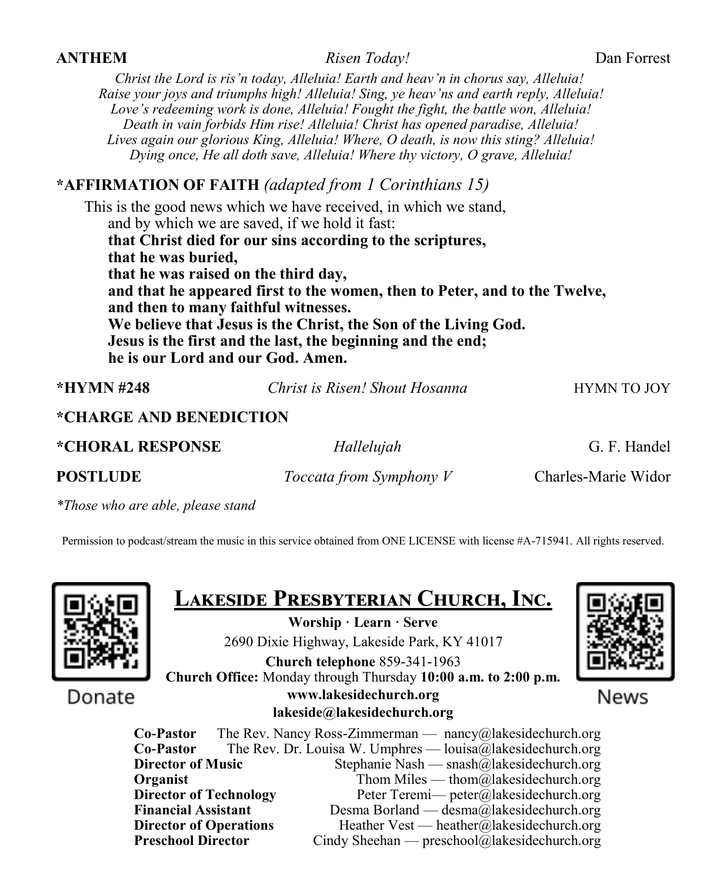**ANTHEM** *Risen Today!* Dan Forrest

*Christ the Lord is ris'n today, Alleluia! Earth and heav'n in chorus say, Alleluia!*
*Raise your joys and triumphs high! Alleluia! Sing, ye heav'ns and earth reply, Alleluia!*
*Love's redeeming work is done, Alleluia! Fought the fight, the battle won, Alleluia!*
*Death in vain forbids Him rise! Alleluia! Christ has opened paradise, Alleluia!*
*Lives again our glorious King, Alleluia! Where, O death, is now this sting? Alleluia!*
*Dying once, He all doth save, Alleluia! Where thy victory, O grave, Alleluia!*

**\*AFFIRMATION OF FAITH** *(adapted from 1 Corinthians 15)*

This is the good news which we have received, in which we stand,
and by which we are saved, if we hold it fast:
**that Christ died for our sins according to the scriptures,**
**that he was buried,**
**that he was raised on the third day,**
**and that he appeared first to the women, then to Peter, and to the Twelve,**
**and then to many faithful witnesses.**
**We believe that Jesus is the Christ, the Son of the Living God.**
**Jesus is the first and the last, the beginning and the end;**
**he is our Lord and our God. Amen.**

**\*HYMN #248** *Christ is Risen! Shout Hosanna* HYMN TO JOY

**\*CHARGE AND BENEDICTION**

**\*CHORAL RESPONSE** *Hallelujah* G. F. Handel

**POSTLUDE** *Toccata from Symphony V* Charles-Marie Widor

*\*Those who are able, please stand*

Permission to podcast/stream the music in this service obtained from ONE LICENSE with license #A-715941. All rights reserved.

Donate

News

## Lakeside Presbyterian Church, Inc.

**Worship · Learn · Serve**

2690 Dixie Highway, Lakeside Park, KY 41017

**Church telephone** 859-341-1963

**Church Office:** Monday through Thursday **10:00 a.m. to 2:00 p.m.**

**www.lakesidechurch.org**

**lakeside@lakesidechurch.org**

| | |
|---|---|
| **Co-Pastor** | The Rev. Nancy Ross-Zimmerman — nancy@lakesidechurch.org |
| **Co-Pastor** | The Rev. Dr. Louisa W. Umphres — louisa@lakesidechurch.org |
| **Director of Music** | Stephanie Nash — snash@lakesidechurch.org |
| **Organist** | Thom Miles — thom@lakesidechurch.org |
| **Director of Technology** | Peter Teremi— peter@lakesidechurch.org |
| **Financial Assistant** | Desma Borland — desma@lakesidechurch.org |
| **Director of Operations** | Heather Vest — heather@lakesidechurch.org |
| **Preschool Director** | Cindy Sheehan — preschool@lakesidechurch.org |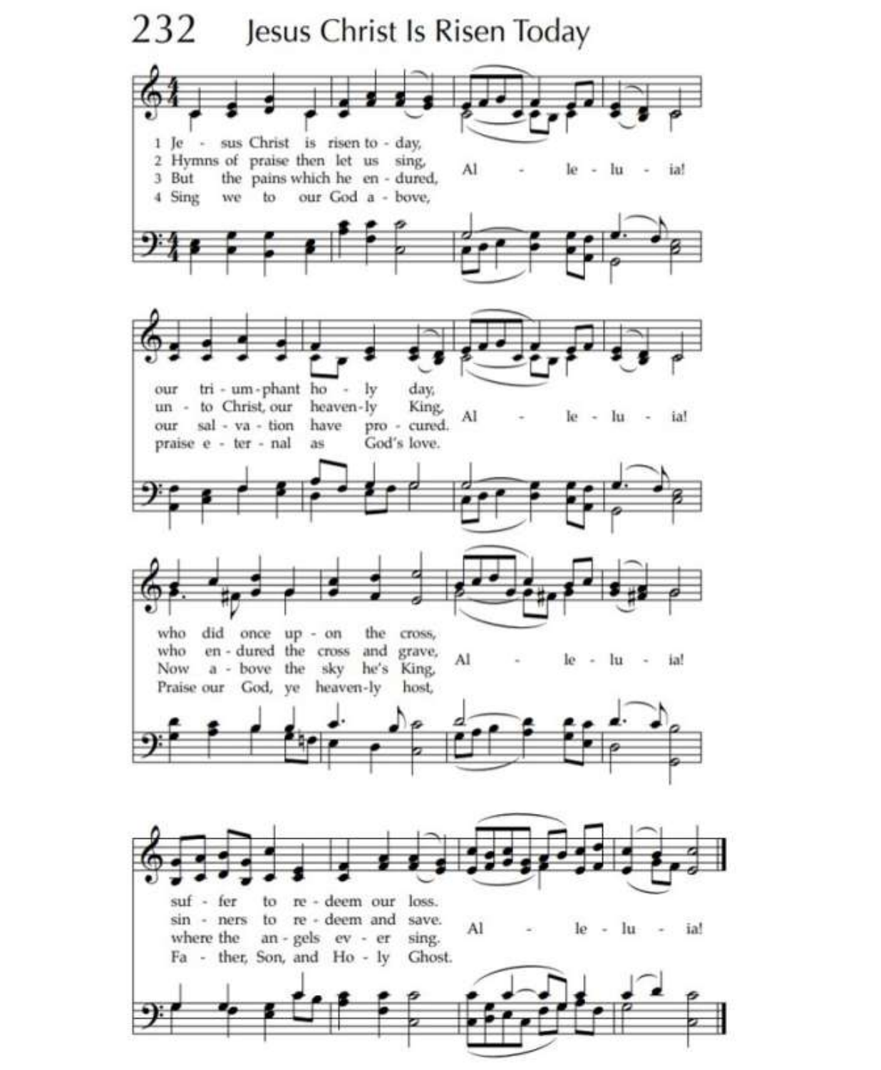# 232 Jesus Christ Is Risen Today

1 Jesus Christ is risen today, Alleluia!
our triumphant holy day, Alleluia!
who did once upon the cross, Alleluia!
suffer to redeem our loss. Alleluia!

2 Hymns of praise then let us sing, Alleluia!
unto Christ, our heavenly King, Alleluia!
who endured the cross and grave, Alleluia!
sinners to redeem and save. Alleluia!

3 But the pains which he endured, Alleluia!
our salvation have procured. Alleluia!
Now above the sky he's King, Alleluia!
where the angels ever sing. Alleluia!

4 Sing we to our God above, Alleluia!
praise eternal as God's love. Alleluia!
Praise our God, ye heavenly host, Alleluia!
Father, Son, and Holy Ghost. Alleluia!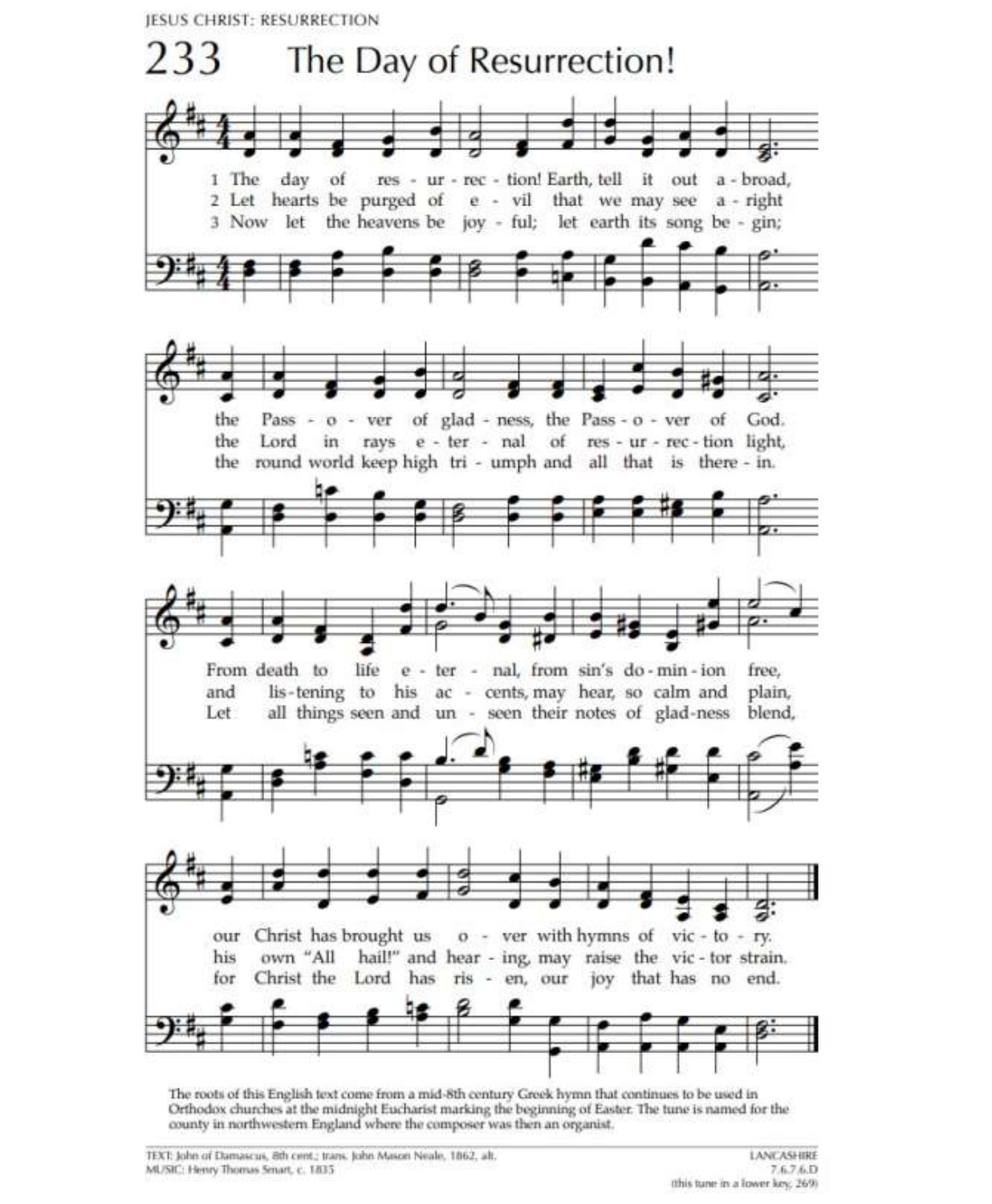JESUS CHRIST: RESURRECTION

# 233 The Day of Resurrection!

1 The day of resurrection! Earth, tell it out abroad,
the Passover of gladness, the Passover of God.
From death to life eternal, from sin's dominion free,
our Christ has brought us over with hymns of victory.

2 Let hearts be purged of evil that we may see aright
the Lord in rays eternal of resurrection light,
and listening to his accents, may hear, so calm and plain,
his own "All hail!" and hearing, may raise the victor strain.

3 Now let the heavens be joyful; let earth its song begin;
the round world keep high triumph and all that is therein.
Let all things seen and unseen their notes of gladness blend,
for Christ the Lord has risen, our joy that has no end.

The roots of this English text come from a mid-8th century Greek hymn that continues to be used in Orthodox churches at the midnight Eucharist marking the beginning of Easter. The tune is named for the county in northwestern England where the composer was then an organist.

TEXT: John of Damascus, 8th cent.; trans. John Mason Neale, 1862, alt.
MUSIC: Henry Thomas Smart, c. 1835

LANCASHIRE
7.6.7.6.D
(this tune in a lower key, 269)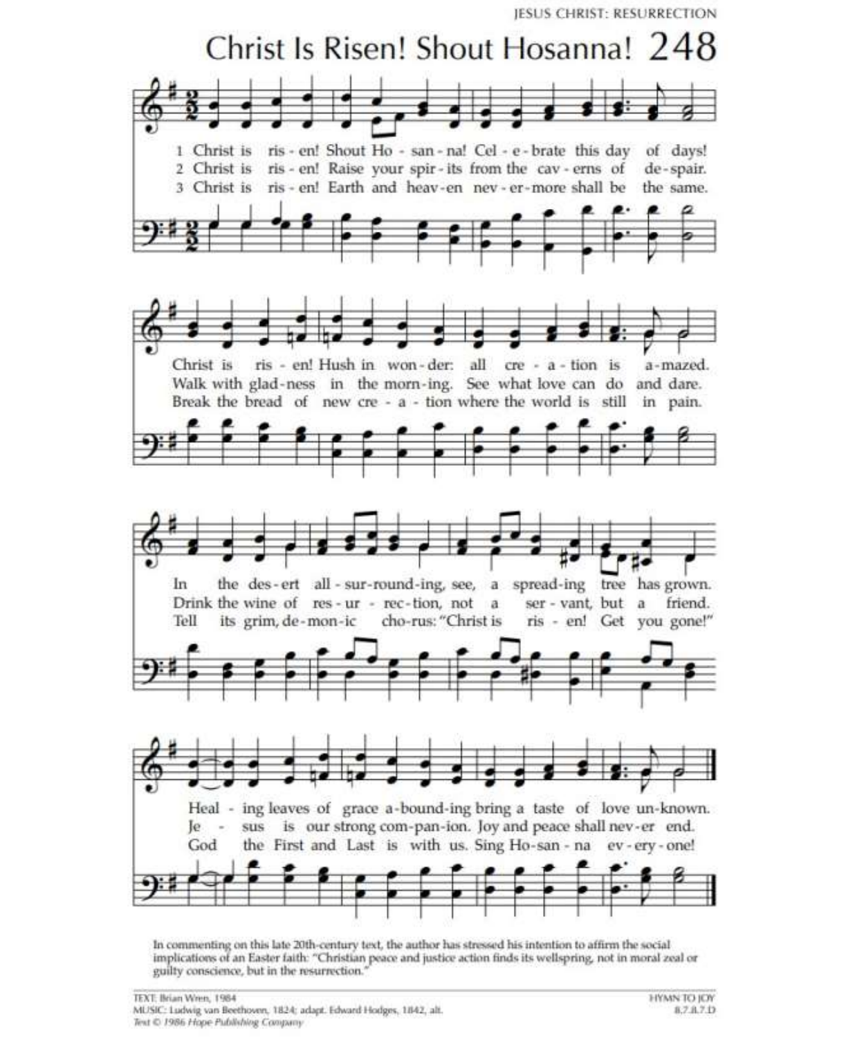JESUS CHRIST: RESURRECTION

# Christ Is Risen! Shout Hosanna! 248

1 Christ is ris - en! Shout Ho - san - na! Cel - e - brate this day of days!
2 Christ is ris - en! Raise your spir - its from the cav - erns of de - spair.
3 Christ is ris - en! Earth and heav - en nev - er - more shall be the same.

Christ is ris - en! Hush in won - der: all cre - a - tion is a - mazed.
Walk with glad - ness in the morn - ing. See what love can do and dare.
Break the bread of new cre - a - tion where the world is still in pain.

In the des - ert all - sur - round - ing, see, a spread - ing tree has grown.
Drink the wine of res - ur - rec - tion, not a ser - vant, but a friend.
Tell its grim, de - mon - ic cho - rus: "Christ is ris - en! Get you gone!"

Heal - ing leaves of grace a - bound - ing bring a taste of love un - known.
Je - sus is our strong com - pan - ion. Joy and peace shall nev - er end.
God the First and Last is with us. Sing Ho - san - na ev - ery - one!

In commenting on this late 20th-century text, the author has stressed his intention to affirm the social implications of an Easter faith: "Christian peace and justice action finds its wellspring, not in moral zeal or guilty conscience, but in the resurrection."

TEXT: Brian Wren, 1984
MUSIC: Ludwig van Beethoven, 1824; adapt. Edward Hodges, 1842, alt.
Text © 1986 Hope Publishing Company

HYMN TO JOY
8.7.8.7.D